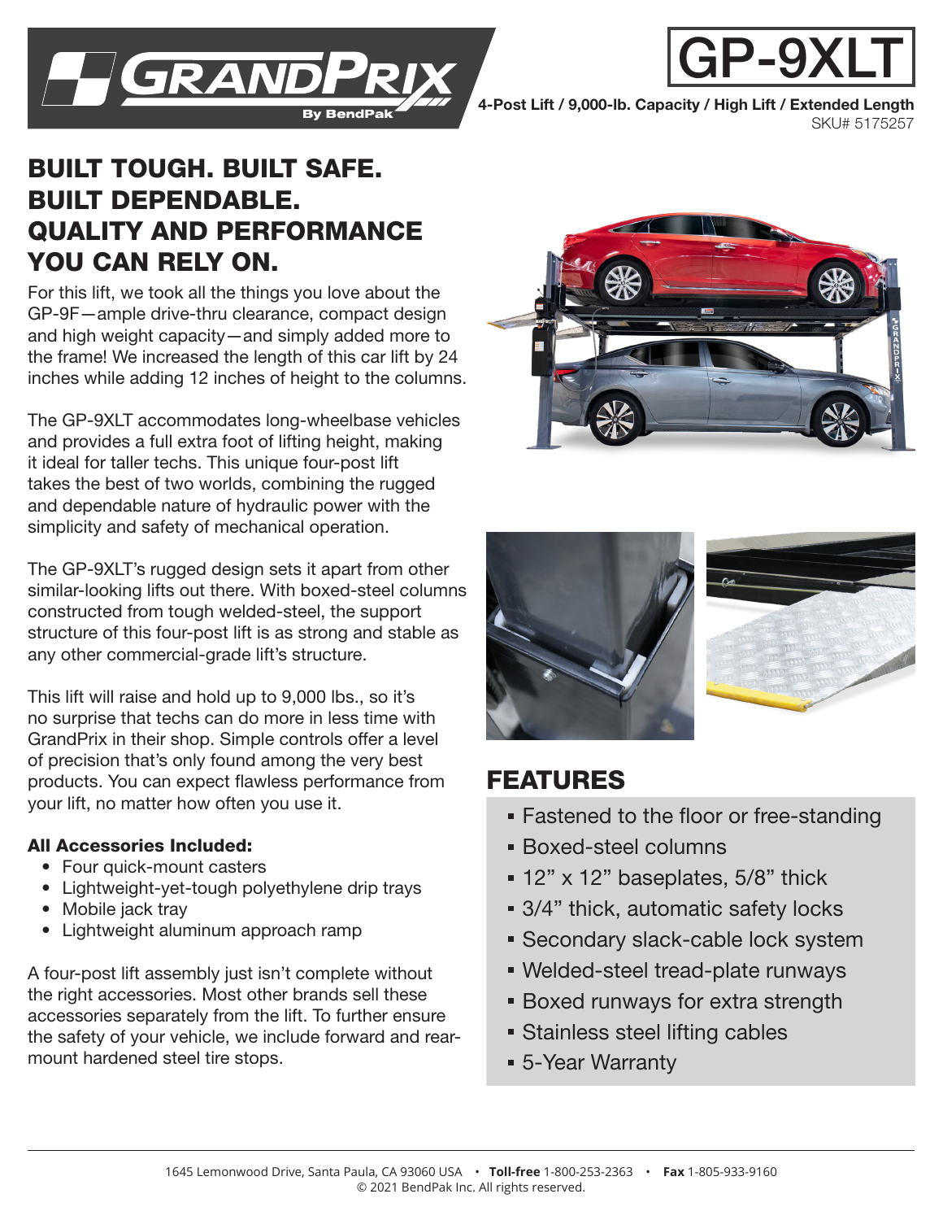# GP-9XLT

**4-Post Lift / 9,000-lb. Capacity / High Lift / Extended Length**
SKU# 5175257

## BUILT TOUGH. BUILT SAFE. BUILT DEPENDABLE. QUALITY AND PERFORMANCE YOU CAN RELY ON.

For this lift, we took all the things you love about the GP-9F—ample drive-thru clearance, compact design and high weight capacity—and simply added more to the frame! We increased the length of this car lift by 24 inches while adding 12 inches of height to the columns.

The GP-9XLT accommodates long-wheelbase vehicles and provides a full extra foot of lifting height, making it ideal for taller techs. This unique four-post lift takes the best of two worlds, combining the rugged and dependable nature of hydraulic power with the simplicity and safety of mechanical operation.

The GP-9XLT's rugged design sets it apart from other similar-looking lifts out there. With boxed-steel columns constructed from tough welded-steel, the support structure of this four-post lift is as strong and stable as any other commercial-grade lift's structure.

This lift will raise and hold up to 9,000 lbs., so it's no surprise that techs can do more in less time with GrandPrix in their shop. Simple controls offer a level of precision that's only found among the very best products. You can expect flawless performance from your lift, no matter how often you use it.

**All Accessories Included:**

- Four quick-mount casters
- Lightweight-yet-tough polyethylene drip trays
- Mobile jack tray
- Lightweight aluminum approach ramp

A four-post lift assembly just isn't complete without the right accessories. Most other brands sell these accessories separately from the lift. To further ensure the safety of your vehicle, we include forward and rear-mount hardened steel tire stops.

## FEATURES

- Fastened to the floor or free-standing
- Boxed-steel columns
- 12" x 12" baseplates, 5/8" thick
- 3/4" thick, automatic safety locks
- Secondary slack-cable lock system
- Welded-steel tread-plate runways
- Boxed runways for extra strength
- Stainless steel lifting cables
- 5-Year Warranty

1645 Lemonwood Drive, Santa Paula, CA 93060 USA • **Toll-free** 1-800-253-2363 • **Fax** 1-805-933-9160
© 2021 BendPak Inc. All rights reserved.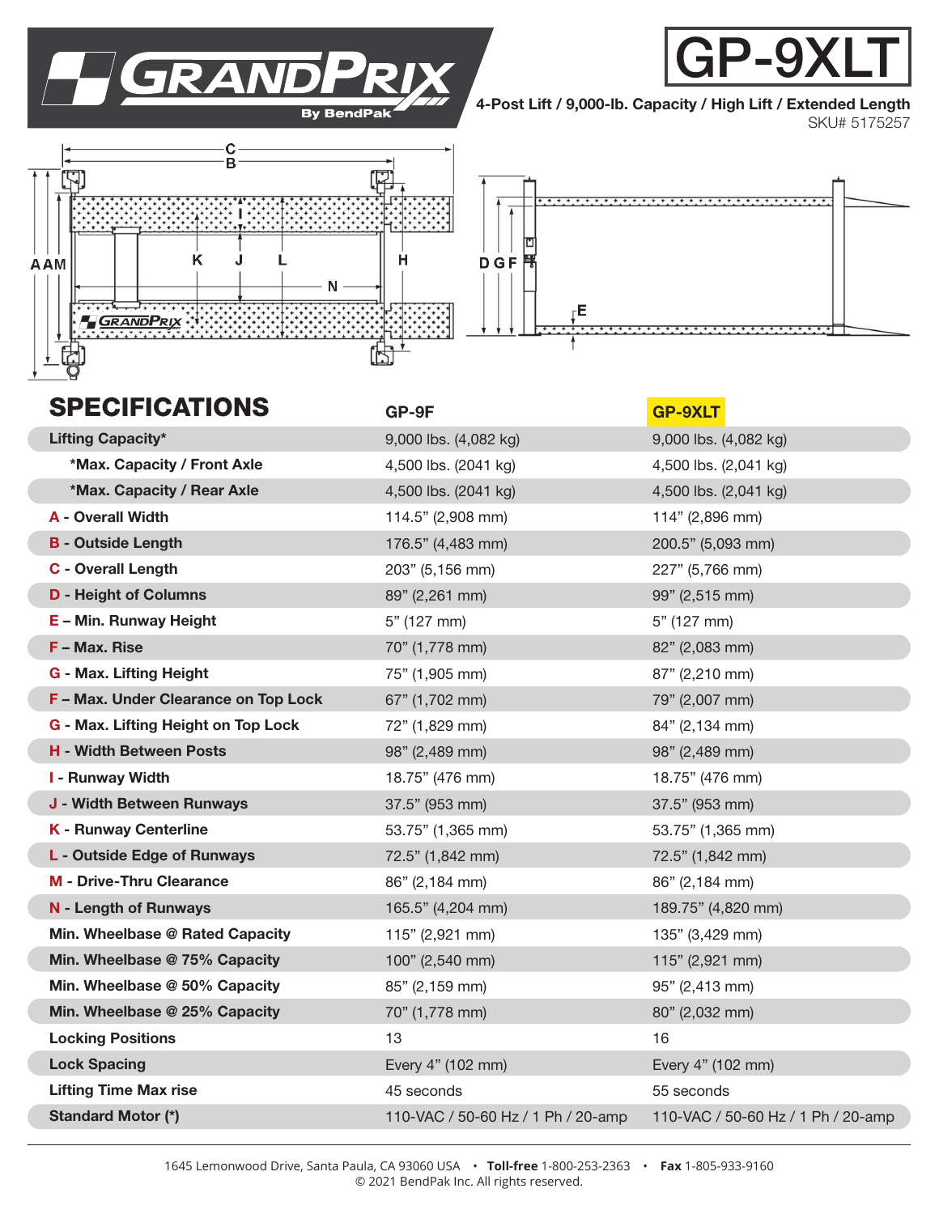# GP-9XLT

**4-Post Lift / 9,000-lb. Capacity / High Lift / Extended Length**

SKU# 5175257

## SPECIFICATIONS

| SPECIFICATIONS | GP-9F | GP-9XLT |
|---|---|---|
| Lifting Capacity* | 9,000 lbs. (4,082 kg) | 9,000 lbs. (4,082 kg) |
| *Max. Capacity / Front Axle | 4,500 lbs. (2041 kg) | 4,500 lbs. (2,041 kg) |
| *Max. Capacity / Rear Axle | 4,500 lbs. (2041 kg) | 4,500 lbs. (2,041 kg) |
| A - Overall Width | 114.5" (2,908 mm) | 114" (2,896 mm) |
| B - Outside Length | 176.5" (4,483 mm) | 200.5" (5,093 mm) |
| C - Overall Length | 203" (5,156 mm) | 227" (5,766 mm) |
| D - Height of Columns | 89" (2,261 mm) | 99" (2,515 mm) |
| E – Min. Runway Height | 5" (127 mm) | 5" (127 mm) |
| F – Max. Rise | 70" (1,778 mm) | 82" (2,083 mm) |
| G - Max. Lifting Height | 75" (1,905 mm) | 87" (2,210 mm) |
| F – Max. Under Clearance on Top Lock | 67" (1,702 mm) | 79" (2,007 mm) |
| G - Max. Lifting Height on Top Lock | 72" (1,829 mm) | 84" (2,134 mm) |
| H - Width Between Posts | 98" (2,489 mm) | 98" (2,489 mm) |
| I - Runway Width | 18.75" (476 mm) | 18.75" (476 mm) |
| J - Width Between Runways | 37.5" (953 mm) | 37.5" (953 mm) |
| K - Runway Centerline | 53.75" (1,365 mm) | 53.75" (1,365 mm) |
| L - Outside Edge of Runways | 72.5" (1,842 mm) | 72.5" (1,842 mm) |
| M - Drive-Thru Clearance | 86" (2,184 mm) | 86" (2,184 mm) |
| N - Length of Runways | 165.5" (4,204 mm) | 189.75" (4,820 mm) |
| Min. Wheelbase @ Rated Capacity | 115" (2,921 mm) | 135" (3,429 mm) |
| Min. Wheelbase @ 75% Capacity | 100" (2,540 mm) | 115" (2,921 mm) |
| Min. Wheelbase @ 50% Capacity | 85" (2,159 mm) | 95" (2,413 mm) |
| Min. Wheelbase @ 25% Capacity | 70" (1,778 mm) | 80" (2,032 mm) |
| Locking Positions | 13 | 16 |
| Lock Spacing | Every 4" (102 mm) | Every 4" (102 mm) |
| Lifting Time Max rise | 45 seconds | 55 seconds |
| Standard Motor (*) | 110-VAC / 50-60 Hz / 1 Ph / 20-amp | 110-VAC / 50-60 Hz / 1 Ph / 20-amp |

1645 Lemonwood Drive, Santa Paula, CA 93060 USA • **Toll-free** 1-800-253-2363 • **Fax** 1-805-933-9160
© 2021 BendPak Inc. All rights reserved.